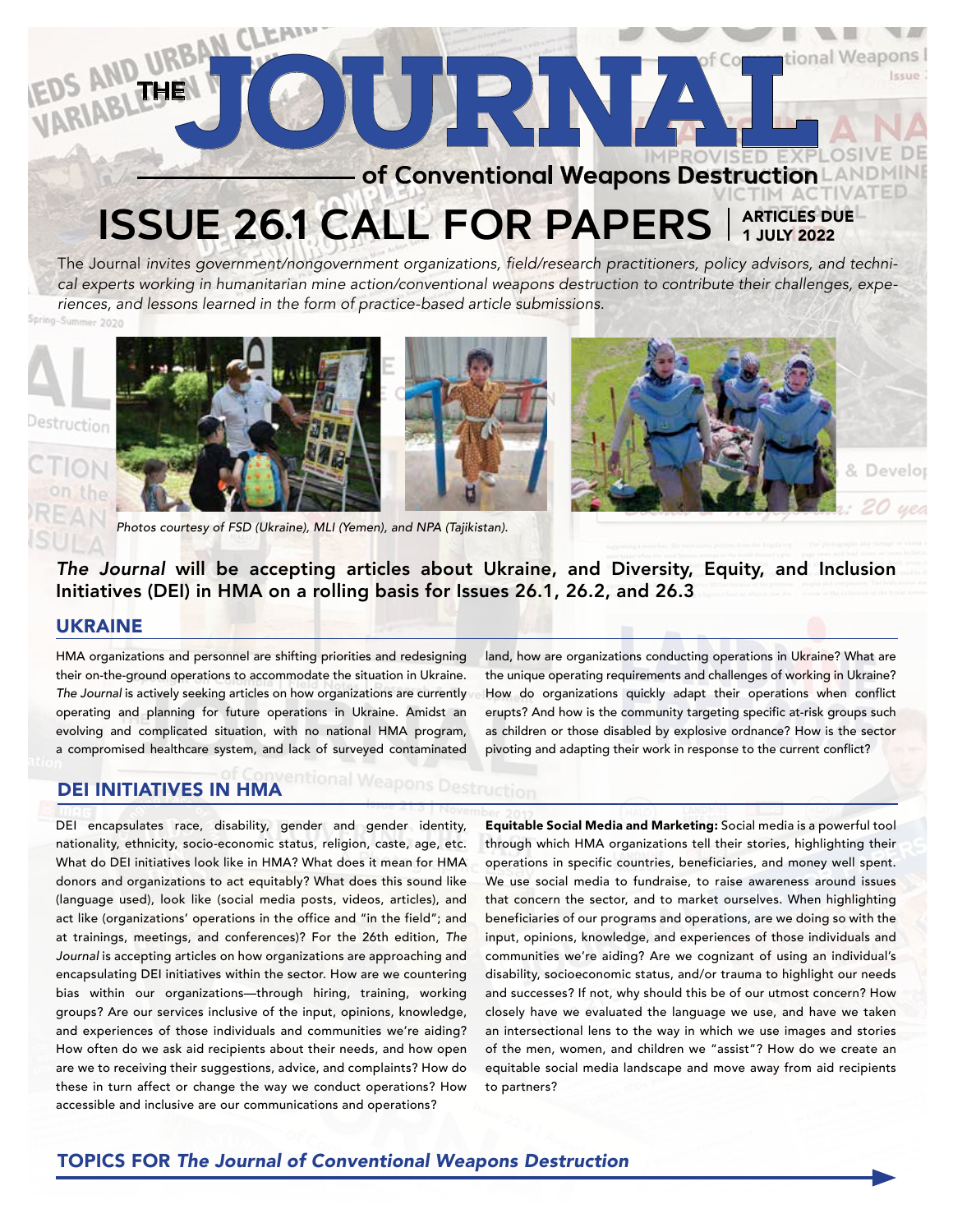# THE JOURNAL

## of Conventional Weapons Destruction

# ISSUE 26.1 CALL FOR PAPERS | ARTICLES DUE 1 JULY 2022

The Journal *invites government/nongovernment organizations, field/research practitioners, policy advisors, and technical experts working in humanitarian mine action/conventional weapons destruction to contribute their challenges, experiences, and lessons learned in the form of practice-based article submissions.*

*Photos courtesy of FSD (Ukraine), MLI (Yemen), and NPA (Tajikistan).*

**_The Journal_ will be accepting articles about Ukraine, and Diversity, Equity, and Inclusion Initiatives (DEI) in HMA on a rolling basis for Issues 26.1, 26.2, and 26.3**

## UKRAINE

HMA organizations and personnel are shifting priorities and redesigning their on-the-ground operations to accommodate the situation in Ukraine. *The Journal* is actively seeking articles on how organizations are currently operating and planning for future operations in Ukraine. Amidst an evolving and complicated situation, with no national HMA program, a compromised healthcare system, and lack of surveyed contaminated land, how are organizations conducting operations in Ukraine? What are the unique operating requirements and challenges of working in Ukraine? How do organizations quickly adapt their operations when conflict erupts? And how is the community targeting specific at-risk groups such as children or those disabled by explosive ordnance? How is the sector pivoting and adapting their work in response to the current conflict?

## DEI INITIATIVES IN HMA

DEI encapsulates race, disability, gender and gender identity, nationality, ethnicity, socio-economic status, religion, caste, age, etc. What do DEI initiatives look like in HMA? What does it mean for HMA donors and organizations to act equitably? What does this sound like (language used), look like (social media posts, videos, articles), and act like (organizations' operations in the office and "in the field"; and at trainings, meetings, and conferences)? For the 26th edition, *The Journal* is accepting articles on how organizations are approaching and encapsulating DEI initiatives within the sector. How are we countering bias within our organizations—through hiring, training, working groups? Are our services inclusive of the input, opinions, knowledge, and experiences of those individuals and communities we're aiding? How often do we ask aid recipients about their needs, and how open are we to receiving their suggestions, advice, and complaints? How do these in turn affect or change the way we conduct operations? How accessible and inclusive are our communications and operations?

**Equitable Social Media and Marketing:** Social media is a powerful tool through which HMA organizations tell their stories, highlighting their operations in specific countries, beneficiaries, and money well spent. We use social media to fundraise, to raise awareness around issues that concern the sector, and to market ourselves. When highlighting beneficiaries of our programs and operations, are we doing so with the input, opinions, knowledge, and experiences of those individuals and communities we're aiding? Are we cognizant of using an individual's disability, socioeconomic status, and/or trauma to highlight our needs and successes? If not, why should this be of our utmost concern? How closely have we evaluated the language we use, and have we taken an intersectional lens to the way in which we use images and stories of the men, women, and children we "assist"? How do we create an equitable social media landscape and move away from aid recipients to partners?

## TOPICS FOR *The Journal of Conventional Weapons Destruction*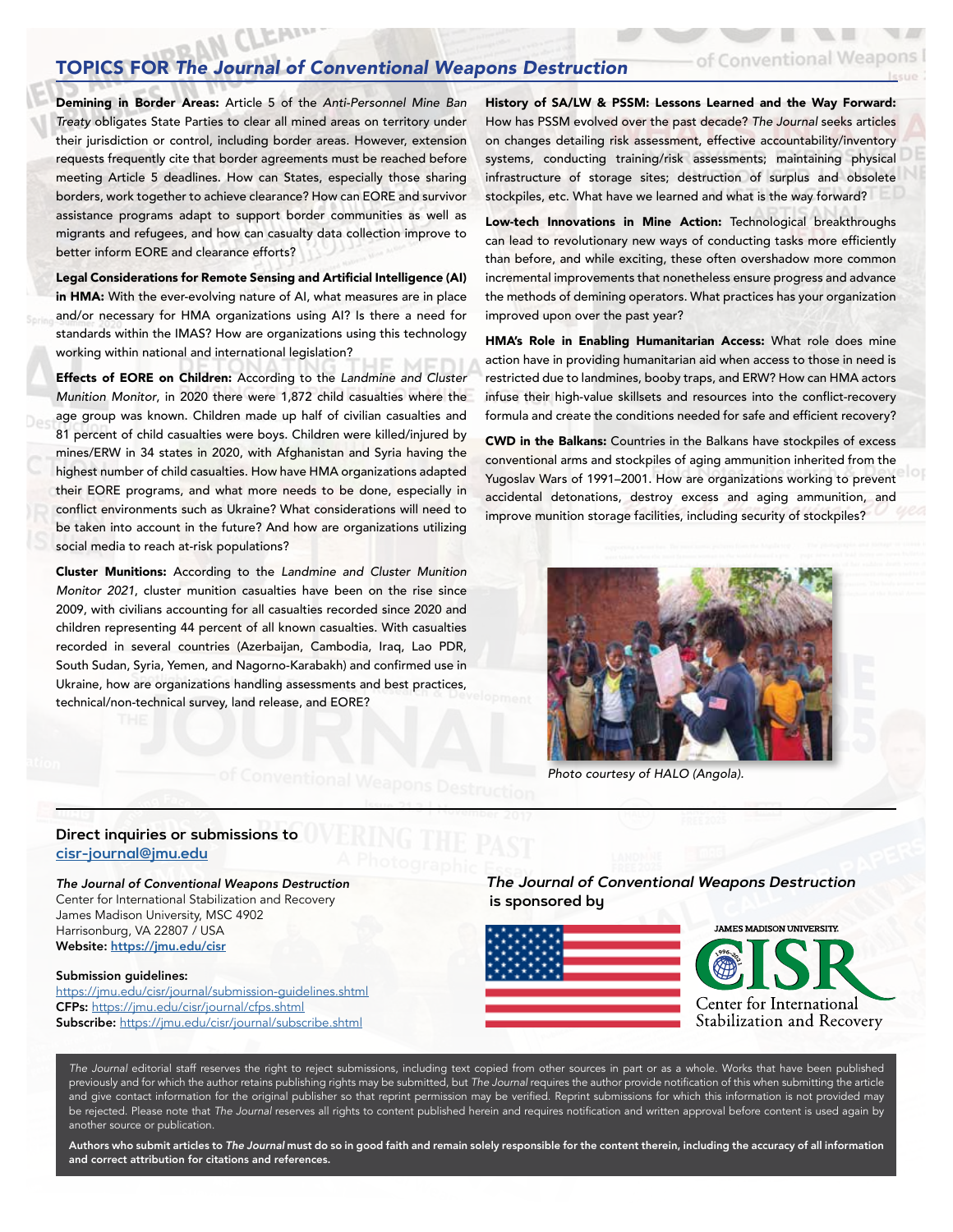## TOPICS FOR *The Journal of Conventional Weapons Destruction*

**Demining in Border Areas:** Article 5 of the *Anti-Personnel Mine Ban Treaty* obligates State Parties to clear all mined areas on territory under their jurisdiction or control, including border areas. However, extension requests frequently cite that border agreements must be reached before meeting Article 5 deadlines. How can States, especially those sharing borders, work together to achieve clearance? How can EORE and survivor assistance programs adapt to support border communities as well as migrants and refugees, and how can casualty data collection improve to better inform EORE and clearance efforts?

**Legal Considerations for Remote Sensing and Artificial Intelligence (AI) in HMA:** With the ever-evolving nature of AI, what measures are in place and/or necessary for HMA organizations using AI? Is there a need for standards within the IMAS? How are organizations using this technology working within national and international legislation?

**Effects of EORE on Children:** According to the *Landmine and Cluster Munition Monitor*, in 2020 there were 1,872 child casualties where the age group was known. Children made up half of civilian casualties and 81 percent of child casualties were boys. Children were killed/injured by mines/ERW in 34 states in 2020, with Afghanistan and Syria having the highest number of child casualties. How have HMA organizations adapted their EORE programs, and what more needs to be done, especially in conflict environments such as Ukraine? What considerations will need to be taken into account in the future? And how are organizations utilizing social media to reach at-risk populations?

**Cluster Munitions:** According to the *Landmine and Cluster Munition Monitor 2021*, cluster munition casualties have been on the rise since 2009, with civilians accounting for all casualties recorded since 2020 and children representing 44 percent of all known casualties. With casualties recorded in several countries (Azerbaijan, Cambodia, Iraq, Lao PDR, South Sudan, Syria, Yemen, and Nagorno-Karabakh) and confirmed use in Ukraine, how are organizations handling assessments and best practices, technical/non-technical survey, land release, and EORE?

**History of SA/LW & PSSM: Lessons Learned and the Way Forward:** How has PSSM evolved over the past decade? *The Journal* seeks articles on changes detailing risk assessment, effective accountability/inventory systems, conducting training/risk assessments; maintaining physical infrastructure of storage sites; destruction of surplus and obsolete stockpiles, etc. What have we learned and what is the way forward?

**Low-tech Innovations in Mine Action:** Technological breakthroughs can lead to revolutionary new ways of conducting tasks more efficiently than before, and while exciting, these often overshadow more common incremental improvements that nonetheless ensure progress and advance the methods of demining operators. What practices has your organization improved upon over the past year?

**HMA's Role in Enabling Humanitarian Access:** What role does mine action have in providing humanitarian aid when access to those in need is restricted due to landmines, booby traps, and ERW? How can HMA actors infuse their high-value skillsets and resources into the conflict-recovery formula and create the conditions needed for safe and efficient recovery?

**CWD in the Balkans:** Countries in the Balkans have stockpiles of excess conventional arms and stockpiles of aging ammunition inherited from the Yugoslav Wars of 1991–2001. How are organizations working to prevent accidental detonations, destroy excess and aging ammunition, and improve munition storage facilities, including security of stockpiles?

*Photo courtesy of HALO (Angola).*

**Direct inquiries or submissions to**
cisr-journal@jmu.edu

*The Journal of Conventional Weapons Destruction*
Center for International Stabilization and Recovery
James Madison University, MSC 4902
Harrisonburg, VA 22807 / USA
**Website:** https://jmu.edu/cisr

**Submission guidelines:**
https://jmu.edu/cisr/journal/submission-guidelines.shtml
**CFPs:** https://jmu.edu/cisr/journal/cfps.shtml
**Subscribe:** https://jmu.edu/cisr/journal/subscribe.shtml

***The Journal of Conventional Weapons Destruction* is sponsored by**

JAMES MADISON UNIVERSITY. CISR Center for International Stabilization and Recovery

*The Journal* editorial staff reserves the right to reject submissions, including text copied from other sources in part or as a whole. Works that have been published previously and for which the author retains publishing rights may be submitted, but *The Journal* requires the author provide notification of this when submitting the article and give contact information for the original publisher so that reprint permission may be verified. Reprint submissions for which this information is not provided may be rejected. Please note that *The Journal* reserves all rights to content published herein and requires notification and written approval before content is used again by another source or publication.

**Authors who submit articles to *The Journal* must do so in good faith and remain solely responsible for the content therein, including the accuracy of all information and correct attribution for citations and references.**